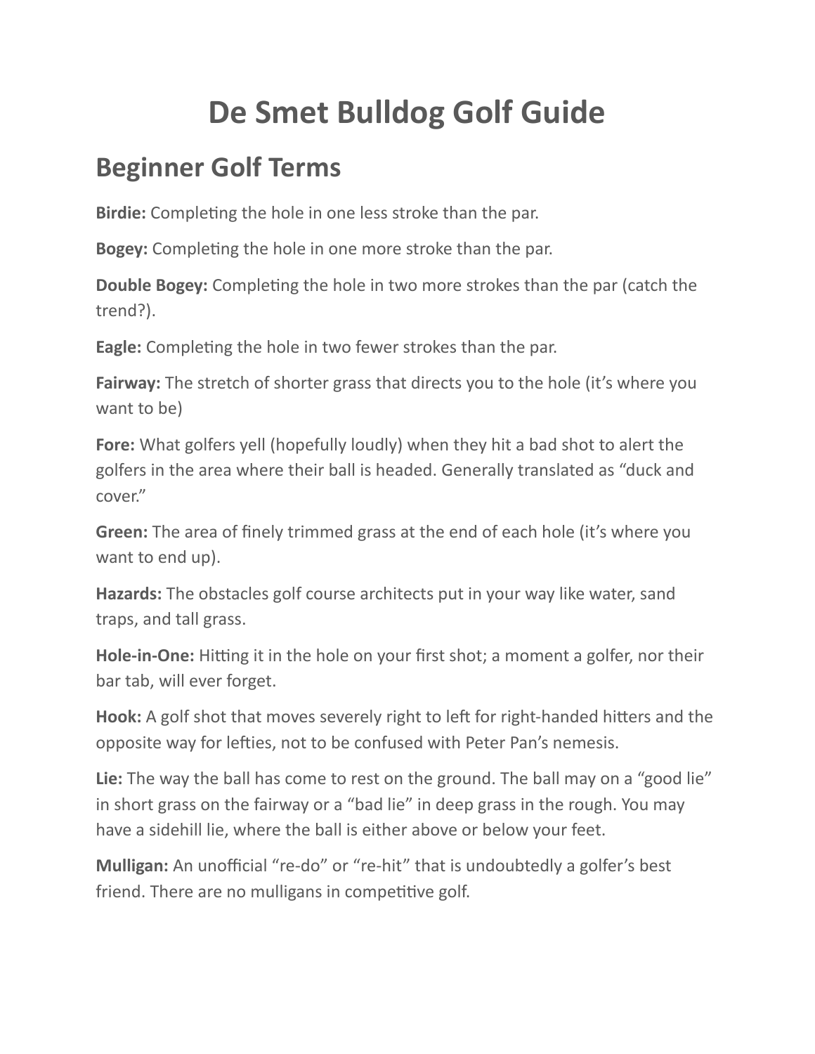# De Smet Bulldog Golf Guide

## Beginner Golf Terms

**Birdie:** Completing the hole in one less stroke than the par.

**Bogey:** Completing the hole in one more stroke than the par.

**Double Bogey:** Completing the hole in two more strokes than the par (catch the trend?).

**Eagle:** Completing the hole in two fewer strokes than the par.

**Fairway:** The stretch of shorter grass that directs you to the hole (it's where you want to be)

**Fore:** What golfers yell (hopefully loudly) when they hit a bad shot to alert the golfers in the area where their ball is headed. Generally translated as "duck and cover."

**Green:** The area of finely trimmed grass at the end of each hole (it's where you want to end up).

**Hazards:** The obstacles golf course architects put in your way like water, sand traps, and tall grass.

**Hole-in-One:** Hitting it in the hole on your first shot; a moment a golfer, nor their bar tab, will ever forget.

**Hook:** A golf shot that moves severely right to left for right-handed hitters and the opposite way for lefties, not to be confused with Peter Pan's nemesis.

**Lie:** The way the ball has come to rest on the ground. The ball may on a "good lie" in short grass on the fairway or a "bad lie" in deep grass in the rough. You may have a sidehill lie, where the ball is either above or below your feet.

**Mulligan:** An unofficial "re-do" or "re-hit" that is undoubtedly a golfer's best friend. There are no mulligans in competitive golf.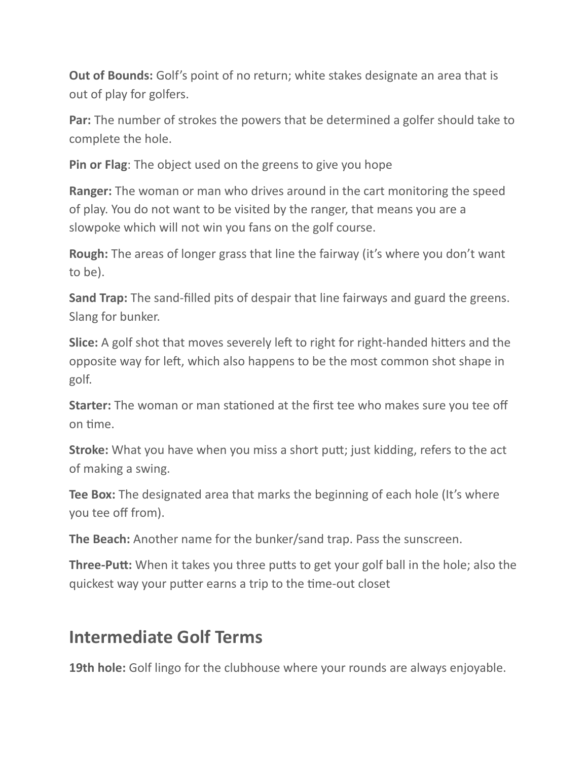**Out of Bounds:** Golf's point of no return; white stakes designate an area that is out of play for golfers.

**Par:** The number of strokes the powers that be determined a golfer should take to complete the hole.

**Pin or Flag**: The object used on the greens to give you hope

**Ranger:** The woman or man who drives around in the cart monitoring the speed of play. You do not want to be visited by the ranger, that means you are a slowpoke which will not win you fans on the golf course.

**Rough:** The areas of longer grass that line the fairway (it's where you don't want to be).

**Sand Trap:** The sand-filled pits of despair that line fairways and guard the greens. Slang for bunker.

**Slice:** A golf shot that moves severely left to right for right-handed hitters and the opposite way for left, which also happens to be the most common shot shape in golf.

**Starter:** The woman or man stationed at the first tee who makes sure you tee off on time.

**Stroke:** What you have when you miss a short putt; just kidding, refers to the act of making a swing.

**Tee Box:** The designated area that marks the beginning of each hole (It's where you tee off from).

**The Beach:** Another name for the bunker/sand trap. Pass the sunscreen.

**Three-Putt:** When it takes you three putts to get your golf ball in the hole; also the quickest way your putter earns a trip to the time-out closet

## Intermediate Golf Terms

**19th hole:** Golf lingo for the clubhouse where your rounds are always enjoyable.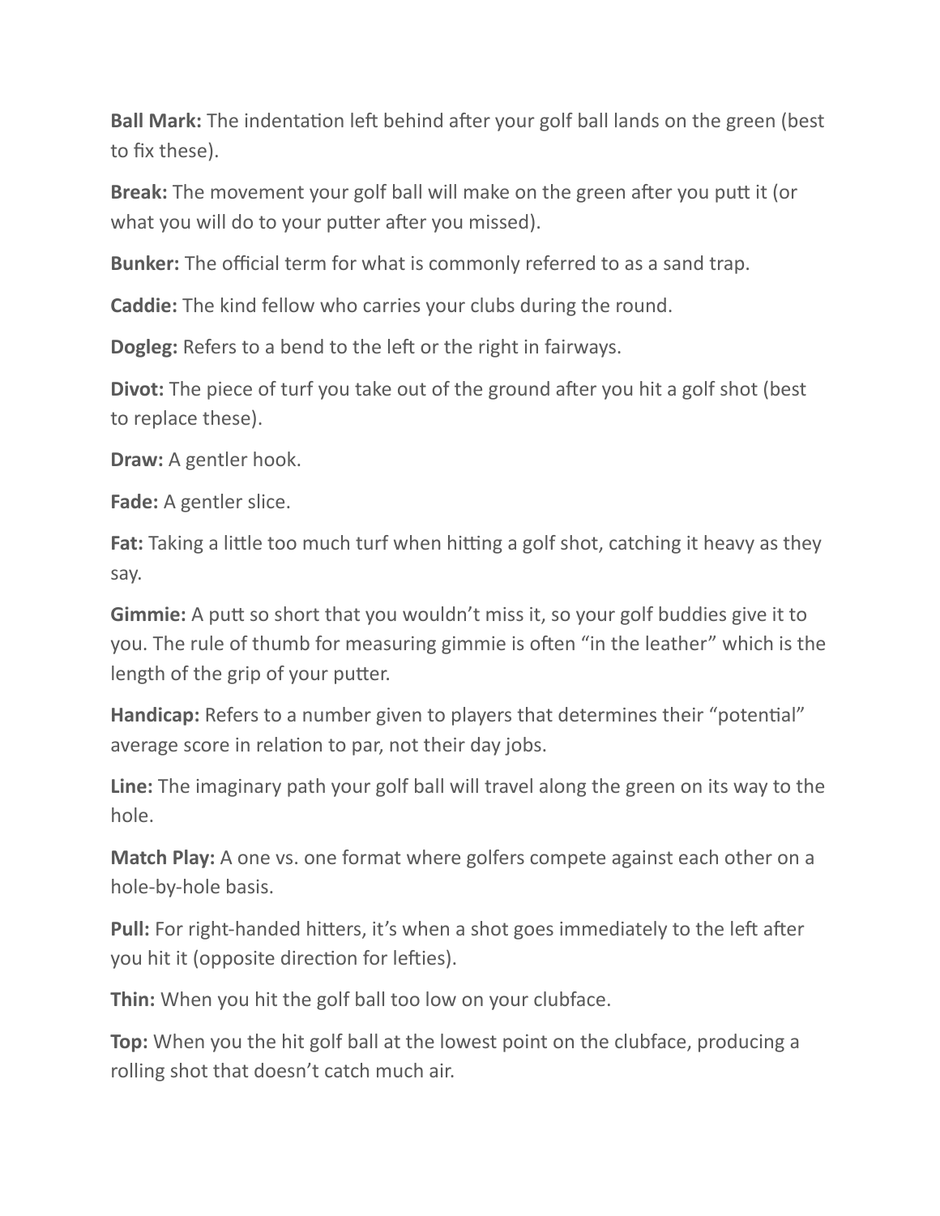**Ball Mark:** The indentation left behind after your golf ball lands on the green (best to fix these).

**Break:** The movement your golf ball will make on the green after you putt it (or what you will do to your putter after you missed).

**Bunker:** The official term for what is commonly referred to as a sand trap.

**Caddie:** The kind fellow who carries your clubs during the round.

**Dogleg:** Refers to a bend to the left or the right in fairways.

**Divot:** The piece of turf you take out of the ground after you hit a golf shot (best to replace these).

**Draw:** A gentler hook.

**Fade:** A gentler slice.

**Fat:** Taking a little too much turf when hitting a golf shot, catching it heavy as they say.

**Gimmie:** A putt so short that you wouldn't miss it, so your golf buddies give it to you. The rule of thumb for measuring gimmie is often "in the leather" which is the length of the grip of your putter.

**Handicap:** Refers to a number given to players that determines their "potential" average score in relation to par, not their day jobs.

**Line:** The imaginary path your golf ball will travel along the green on its way to the hole.

**Match Play:** A one vs. one format where golfers compete against each other on a hole-by-hole basis.

**Pull:** For right-handed hitters, it's when a shot goes immediately to the left after you hit it (opposite direction for lefties).

**Thin:** When you hit the golf ball too low on your clubface.

**Top:** When you the hit golf ball at the lowest point on the clubface, producing a rolling shot that doesn't catch much air.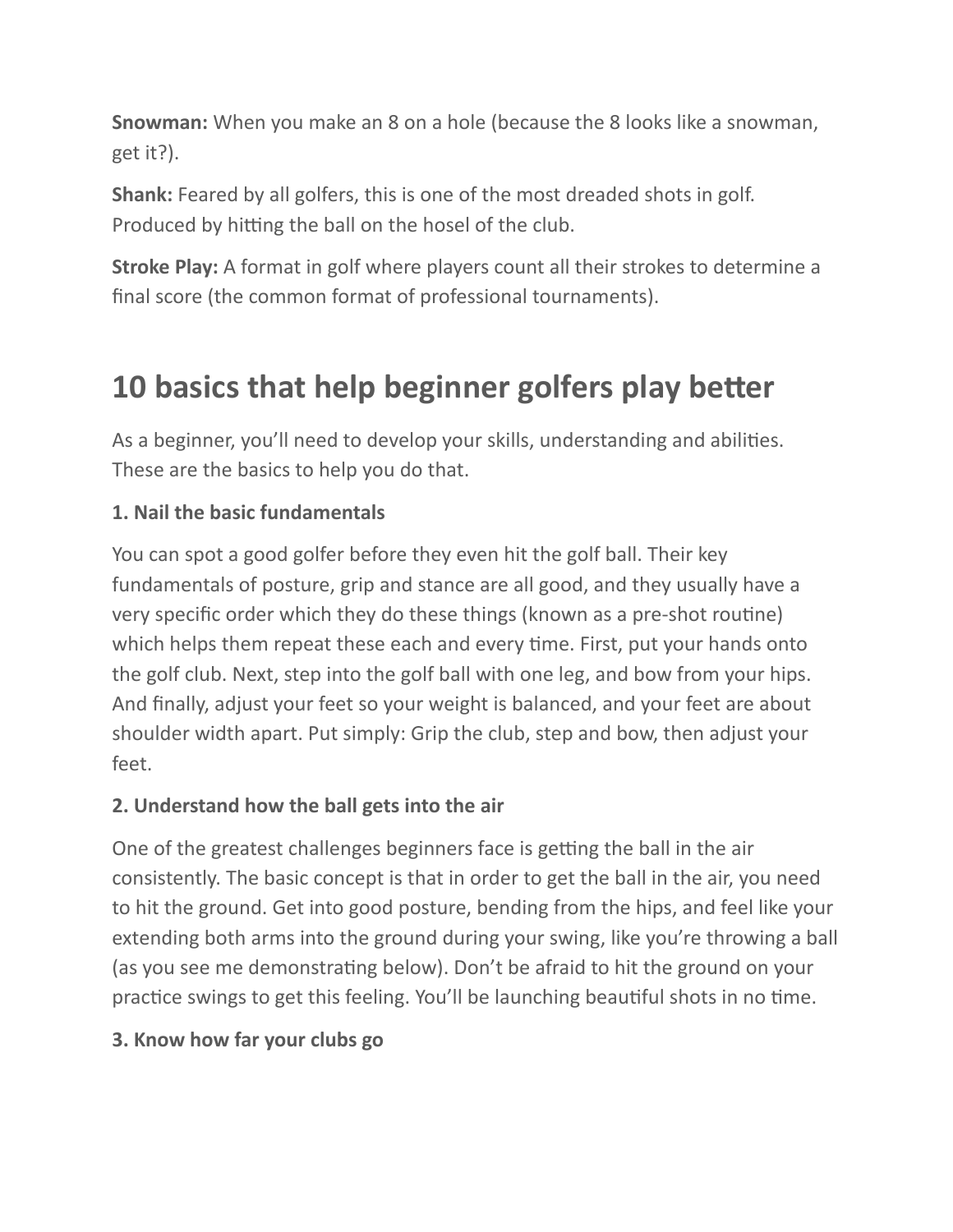**Snowman:** When you make an 8 on a hole (because the 8 looks like a snowman, get it?).

**Shank:** Feared by all golfers, this is one of the most dreaded shots in golf. Produced by hitting the ball on the hosel of the club.

**Stroke Play:** A format in golf where players count all their strokes to determine a final score (the common format of professional tournaments).

## 10 basics that help beginner golfers play better

As a beginner, you'll need to develop your skills, understanding and abilities. These are the basics to help you do that.

**1. Nail the basic fundamentals**

You can spot a good golfer before they even hit the golf ball. Their key fundamentals of posture, grip and stance are all good, and they usually have a very specific order which they do these things (known as a pre-shot routine) which helps them repeat these each and every time. First, put your hands onto the golf club. Next, step into the golf ball with one leg, and bow from your hips. And finally, adjust your feet so your weight is balanced, and your feet are about shoulder width apart. Put simply: Grip the club, step and bow, then adjust your feet.

**2. Understand how the ball gets into the air**

One of the greatest challenges beginners face is getting the ball in the air consistently. The basic concept is that in order to get the ball in the air, you need to hit the ground. Get into good posture, bending from the hips, and feel like your extending both arms into the ground during your swing, like you're throwing a ball (as you see me demonstrating below). Don't be afraid to hit the ground on your practice swings to get this feeling. You'll be launching beautiful shots in no time.

**3. Know how far your clubs go**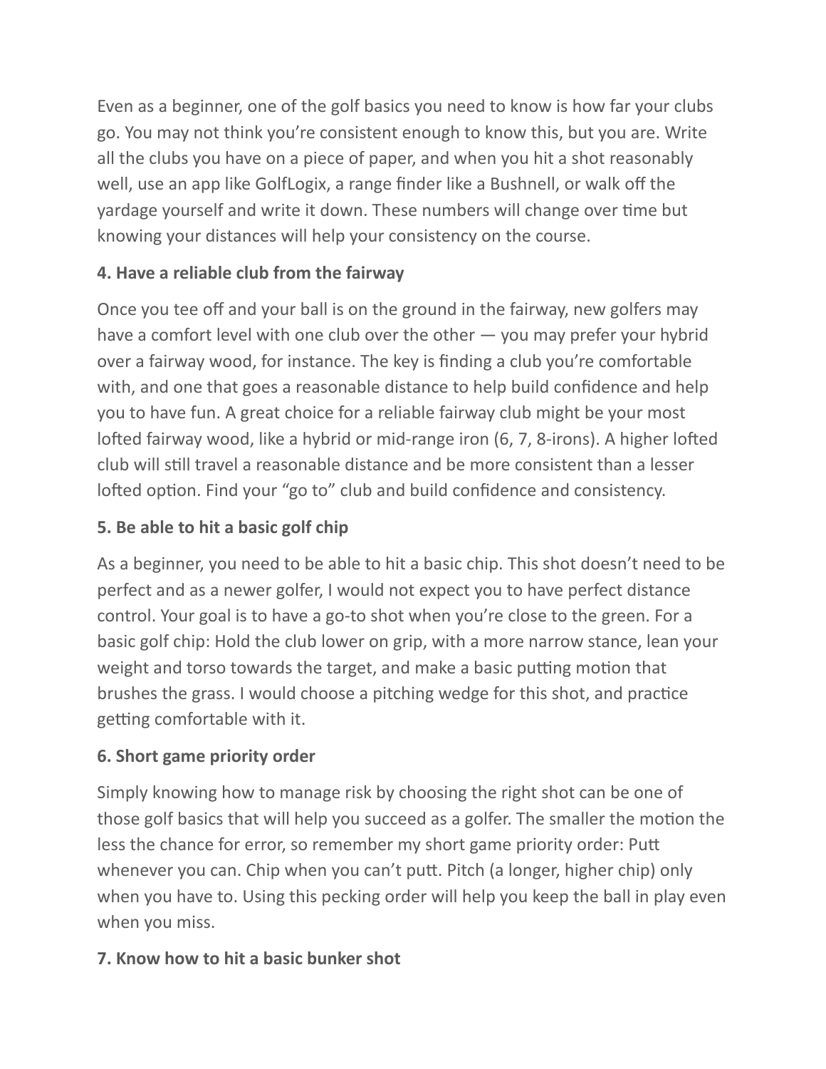Even as a beginner, one of the golf basics you need to know is how far your clubs go. You may not think you're consistent enough to know this, but you are. Write all the clubs you have on a piece of paper, and when you hit a shot reasonably well, use an app like GolfLogix, a range finder like a Bushnell, or walk off the yardage yourself and write it down. These numbers will change over time but knowing your distances will help your consistency on the course.

**4. Have a reliable club from the fairway**

Once you tee off and your ball is on the ground in the fairway, new golfers may have a comfort level with one club over the other — you may prefer your hybrid over a fairway wood, for instance. The key is finding a club you're comfortable with, and one that goes a reasonable distance to help build confidence and help you to have fun. A great choice for a reliable fairway club might be your most lofted fairway wood, like a hybrid or mid-range iron (6, 7, 8-irons). A higher lofted club will still travel a reasonable distance and be more consistent than a lesser lofted option. Find your "go to" club and build confidence and consistency.

**5. Be able to hit a basic golf chip**

As a beginner, you need to be able to hit a basic chip. This shot doesn't need to be perfect and as a newer golfer, I would not expect you to have perfect distance control. Your goal is to have a go-to shot when you're close to the green. For a basic golf chip: Hold the club lower on grip, with a more narrow stance, lean your weight and torso towards the target, and make a basic putting motion that brushes the grass. I would choose a pitching wedge for this shot, and practice getting comfortable with it.

**6. Short game priority order**

Simply knowing how to manage risk by choosing the right shot can be one of those golf basics that will help you succeed as a golfer. The smaller the motion the less the chance for error, so remember my short game priority order: Putt whenever you can. Chip when you can't putt. Pitch (a longer, higher chip) only when you have to. Using this pecking order will help you keep the ball in play even when you miss.

**7. Know how to hit a basic bunker shot**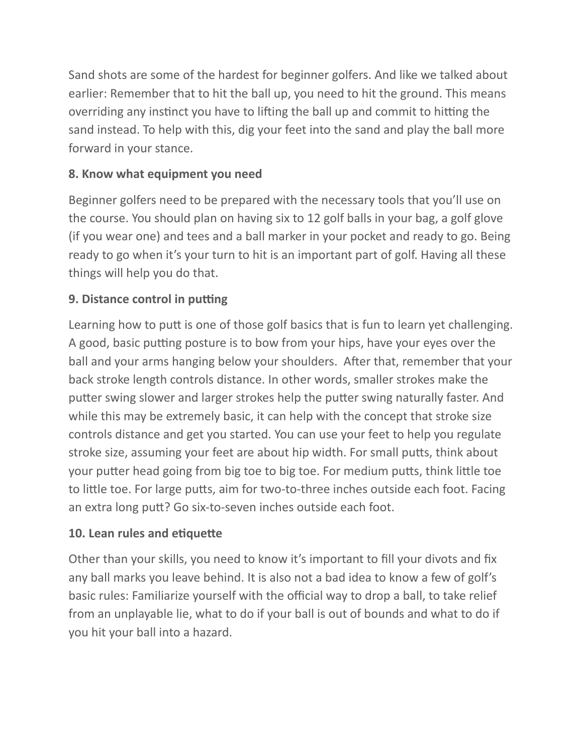Sand shots are some of the hardest for beginner golfers. And like we talked about earlier: Remember that to hit the ball up, you need to hit the ground. This means overriding any instinct you have to lifting the ball up and commit to hitting the sand instead. To help with this, dig your feet into the sand and play the ball more forward in your stance.

**8. Know what equipment you need**

Beginner golfers need to be prepared with the necessary tools that you'll use on the course. You should plan on having six to 12 golf balls in your bag, a golf glove (if you wear one) and tees and a ball marker in your pocket and ready to go. Being ready to go when it's your turn to hit is an important part of golf. Having all these things will help you do that.

**9. Distance control in putting**

Learning how to putt is one of those golf basics that is fun to learn yet challenging. A good, basic putting posture is to bow from your hips, have your eyes over the ball and your arms hanging below your shoulders. After that, remember that your back stroke length controls distance. In other words, smaller strokes make the putter swing slower and larger strokes help the putter swing naturally faster. And while this may be extremely basic, it can help with the concept that stroke size controls distance and get you started. You can use your feet to help you regulate stroke size, assuming your feet are about hip width. For small putts, think about your putter head going from big toe to big toe. For medium putts, think little toe to little toe. For large putts, aim for two-to-three inches outside each foot. Facing an extra long putt? Go six-to-seven inches outside each foot.

**10. Lean rules and etiquette**

Other than your skills, you need to know it's important to fill your divots and fix any ball marks you leave behind. It is also not a bad idea to know a few of golf's basic rules: Familiarize yourself with the official way to drop a ball, to take relief from an unplayable lie, what to do if your ball is out of bounds and what to do if you hit your ball into a hazard.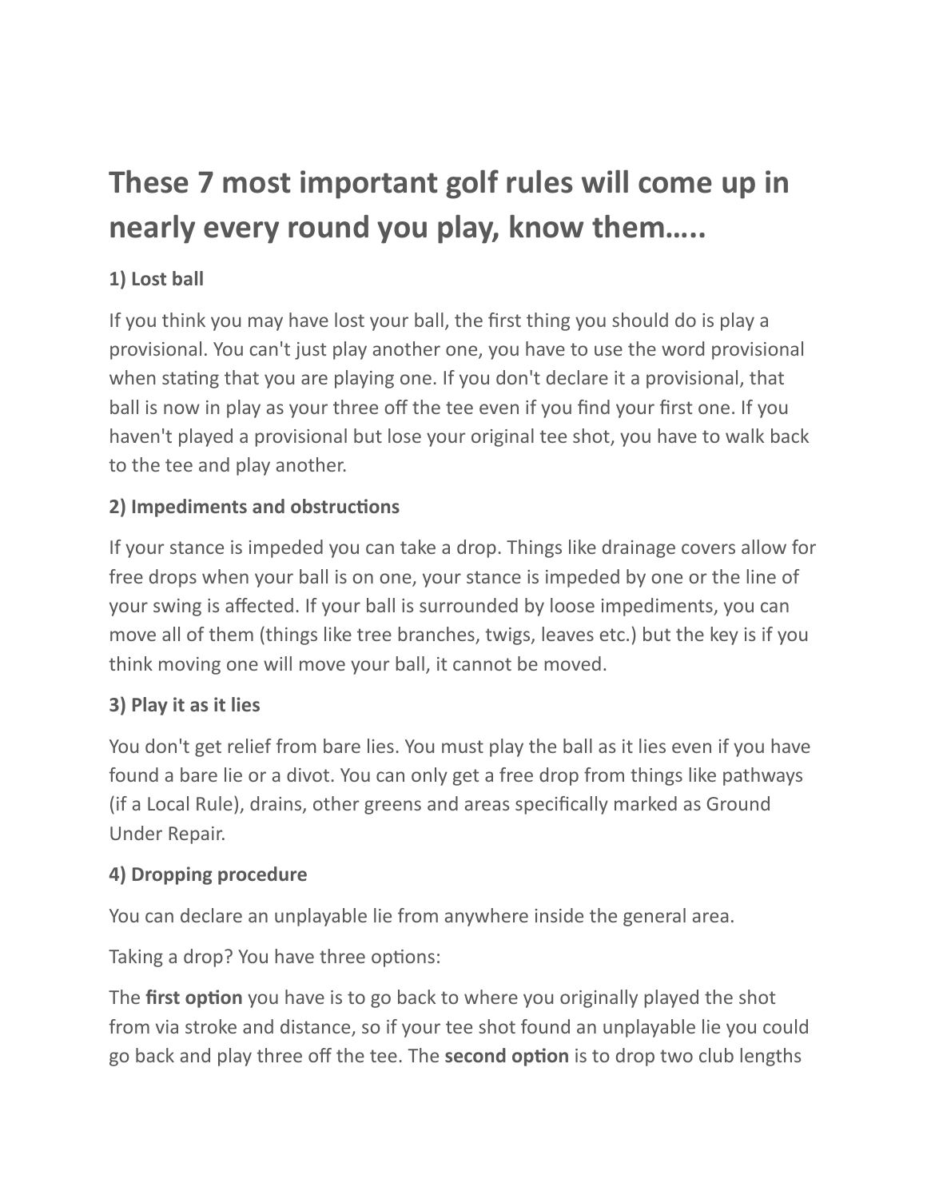# These 7 most important golf rules will come up in nearly every round you play, know them…..

**1) Lost ball**

If you think you may have lost your ball, the first thing you should do is play a provisional. You can't just play another one, you have to use the word provisional when stating that you are playing one. If you don't declare it a provisional, that ball is now in play as your three off the tee even if you find your first one. If you haven't played a provisional but lose your original tee shot, you have to walk back to the tee and play another.

**2) Impediments and obstructions**

If your stance is impeded you can take a drop. Things like drainage covers allow for free drops when your ball is on one, your stance is impeded by one or the line of your swing is affected. If your ball is surrounded by loose impediments, you can move all of them (things like tree branches, twigs, leaves etc.) but the key is if you think moving one will move your ball, it cannot be moved.

**3) Play it as it lies**

You don't get relief from bare lies. You must play the ball as it lies even if you have found a bare lie or a divot. You can only get a free drop from things like pathways (if a Local Rule), drains, other greens and areas specifically marked as Ground Under Repair.

**4) Dropping procedure**

You can declare an unplayable lie from anywhere inside the general area.

Taking a drop? You have three options:

The **first option** you have is to go back to where you originally played the shot from via stroke and distance, so if your tee shot found an unplayable lie you could go back and play three off the tee. The **second option** is to drop two club lengths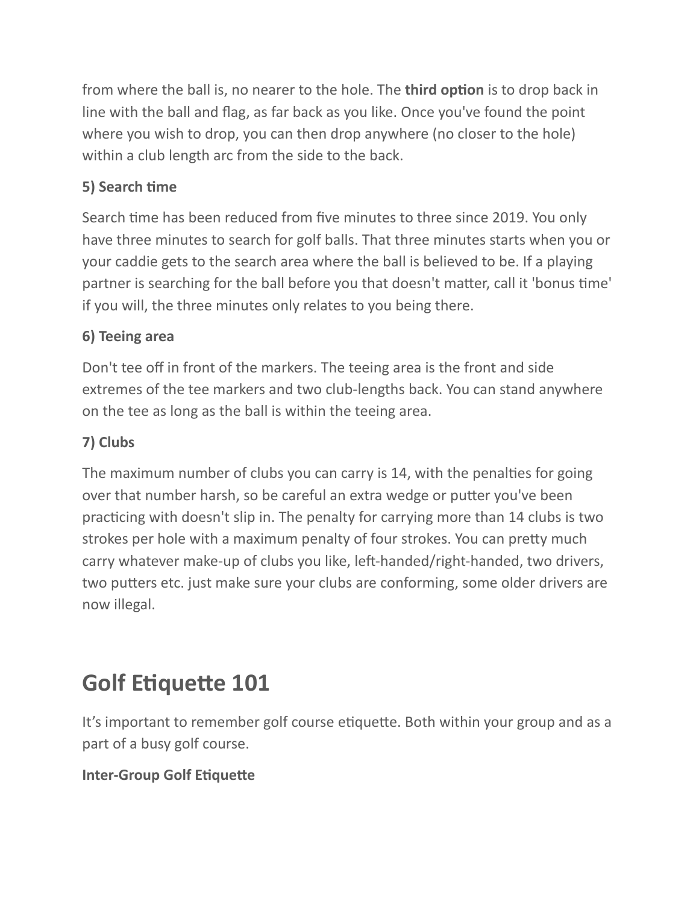from where the ball is, no nearer to the hole. The **third option** is to drop back in line with the ball and flag, as far back as you like. Once you've found the point where you wish to drop, you can then drop anywhere (no closer to the hole) within a club length arc from the side to the back.

**5) Search time**

Search time has been reduced from five minutes to three since 2019. You only have three minutes to search for golf balls. That three minutes starts when you or your caddie gets to the search area where the ball is believed to be. If a playing partner is searching for the ball before you that doesn't matter, call it 'bonus time' if you will, the three minutes only relates to you being there.

**6) Teeing area**

Don't tee off in front of the markers. The teeing area is the front and side extremes of the tee markers and two club-lengths back. You can stand anywhere on the tee as long as the ball is within the teeing area.

**7) Clubs**

The maximum number of clubs you can carry is 14, with the penalties for going over that number harsh, so be careful an extra wedge or putter you've been practicing with doesn't slip in. The penalty for carrying more than 14 clubs is two strokes per hole with a maximum penalty of four strokes. You can pretty much carry whatever make-up of clubs you like, left-handed/right-handed, two drivers, two putters etc. just make sure your clubs are conforming, some older drivers are now illegal.

## Golf Etiquette 101

It’s important to remember golf course etiquette. Both within your group and as a part of a busy golf course.

**Inter-Group Golf Etiquette**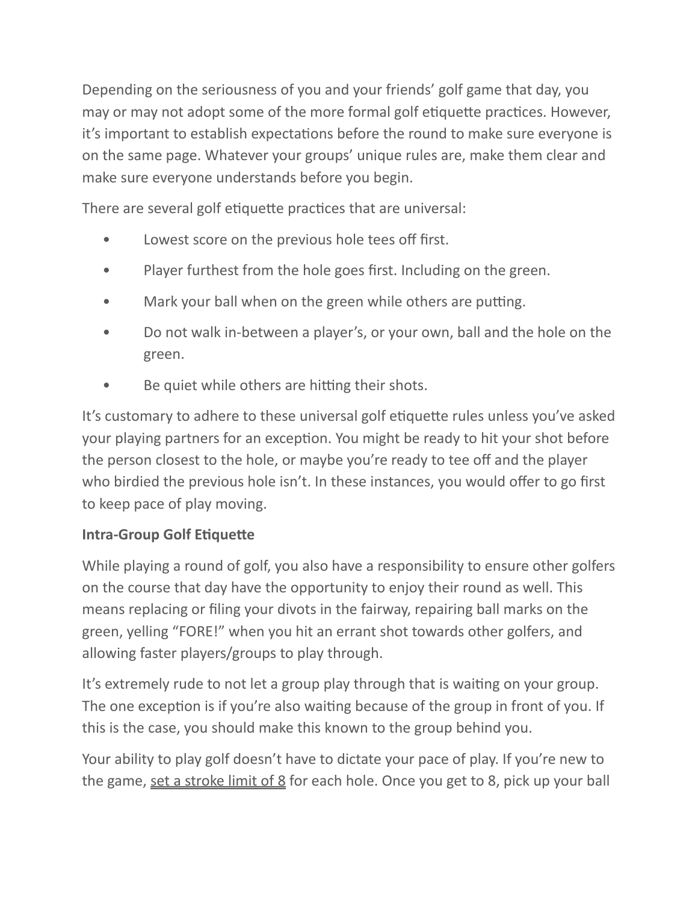Depending on the seriousness of you and your friends' golf game that day, you may or may not adopt some of the more formal golf etiquette practices. However, it's important to establish expectations before the round to make sure everyone is on the same page. Whatever your groups' unique rules are, make them clear and make sure everyone understands before you begin.

There are several golf etiquette practices that are universal:

- Lowest score on the previous hole tees off first.
- Player furthest from the hole goes first. Including on the green.
- Mark your ball when on the green while others are putting.
- Do not walk in-between a player's, or your own, ball and the hole on the green.
- Be quiet while others are hitting their shots.

It's customary to adhere to these universal golf etiquette rules unless you've asked your playing partners for an exception. You might be ready to hit your shot before the person closest to the hole, or maybe you're ready to tee off and the player who birdied the previous hole isn't. In these instances, you would offer to go first to keep pace of play moving.

**Intra-Group Golf Etiquette**

While playing a round of golf, you also have a responsibility to ensure other golfers on the course that day have the opportunity to enjoy their round as well. This means replacing or filing your divots in the fairway, repairing ball marks on the green, yelling "FORE!" when you hit an errant shot towards other golfers, and allowing faster players/groups to play through.

It's extremely rude to not let a group play through that is waiting on your group. The one exception is if you're also waiting because of the group in front of you. If this is the case, you should make this known to the group behind you.

Your ability to play golf doesn't have to dictate your pace of play. If you're new to the game, set a stroke limit of 8 for each hole. Once you get to 8, pick up your ball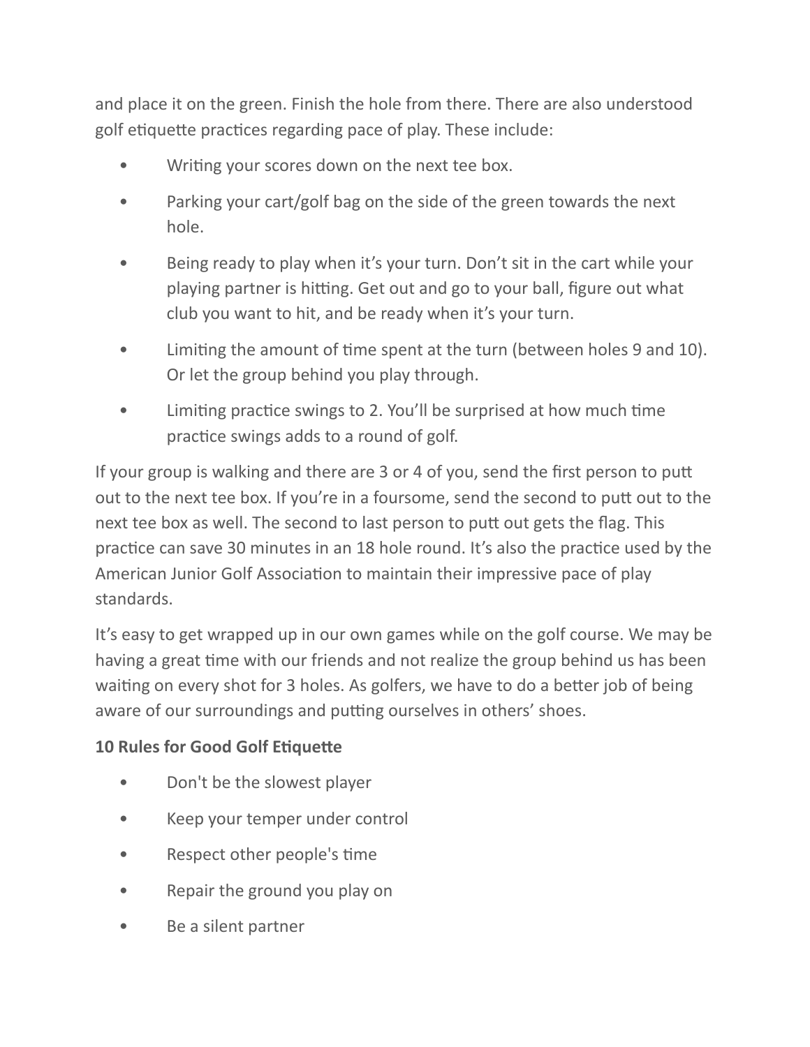and place it on the green. Finish the hole from there. There are also understood golf etiquette practices regarding pace of play. These include:

- Writing your scores down on the next tee box.
- Parking your cart/golf bag on the side of the green towards the next hole.
- Being ready to play when it's your turn. Don't sit in the cart while your playing partner is hitting. Get out and go to your ball, figure out what club you want to hit, and be ready when it's your turn.
- Limiting the amount of time spent at the turn (between holes 9 and 10). Or let the group behind you play through.
- Limiting practice swings to 2. You'll be surprised at how much time practice swings adds to a round of golf.

If your group is walking and there are 3 or 4 of you, send the first person to putt out to the next tee box. If you're in a foursome, send the second to putt out to the next tee box as well. The second to last person to putt out gets the flag. This practice can save 30 minutes in an 18 hole round. It's also the practice used by the American Junior Golf Association to maintain their impressive pace of play standards.

It's easy to get wrapped up in our own games while on the golf course. We may be having a great time with our friends and not realize the group behind us has been waiting on every shot for 3 holes. As golfers, we have to do a better job of being aware of our surroundings and putting ourselves in others' shoes.

**10 Rules for Good Golf Etiquette**

- Don't be the slowest player
- Keep your temper under control
- Respect other people's time
- Repair the ground you play on
- Be a silent partner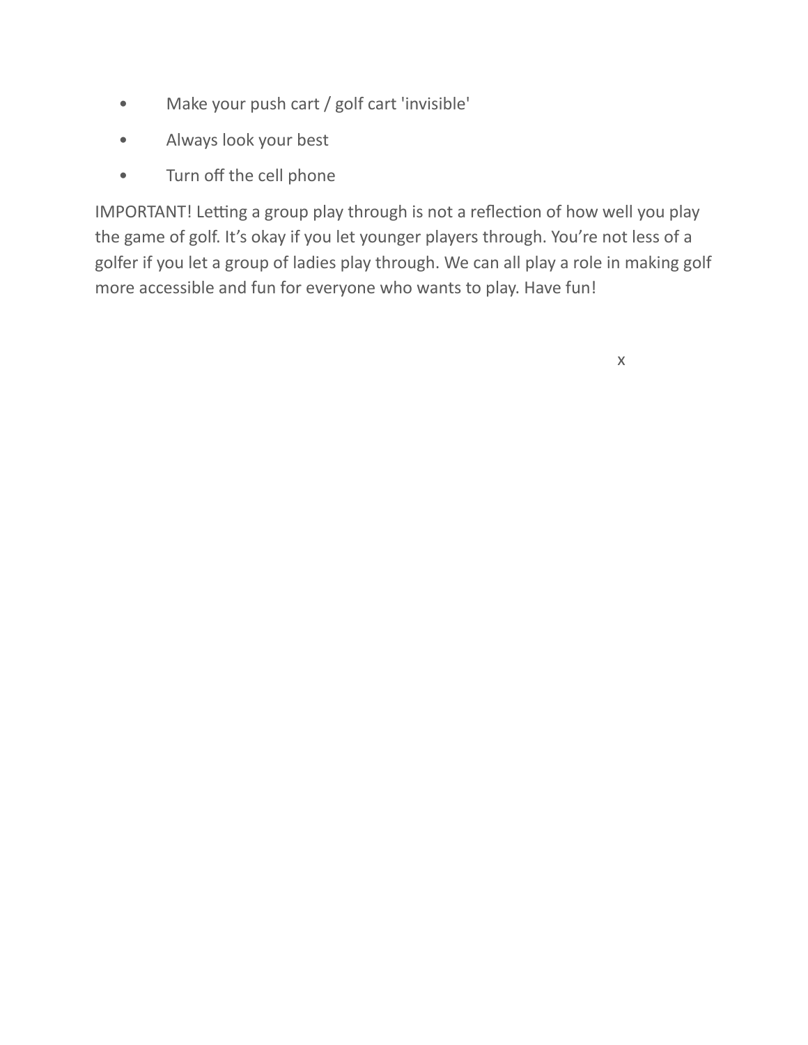- Make your push cart / golf cart 'invisible'
- Always look your best
- Turn off the cell phone

IMPORTANT! Letting a group play through is not a reflection of how well you play the game of golf. It's okay if you let younger players through. You're not less of a golfer if you let a group of ladies play through. We can all play a role in making golf more accessible and fun for everyone who wants to play. Have fun!

x